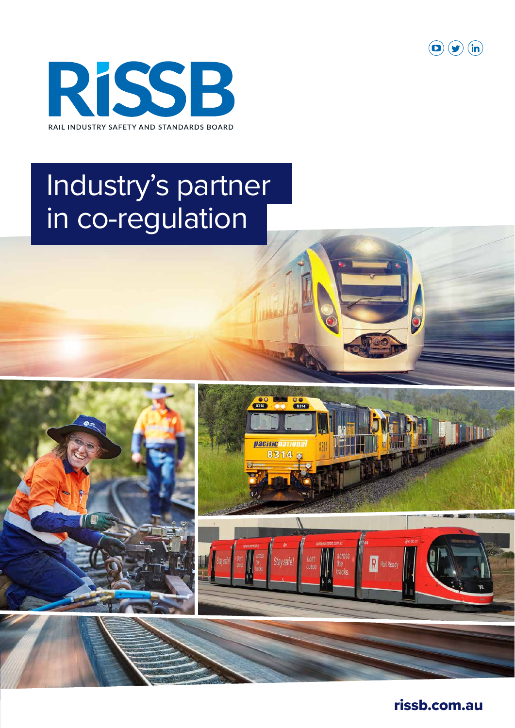# RISSB

RAIL INDUSTRY SAFETY AND STANDARDS BOARD

## Industry's partner in co-regulation

rissb.com.au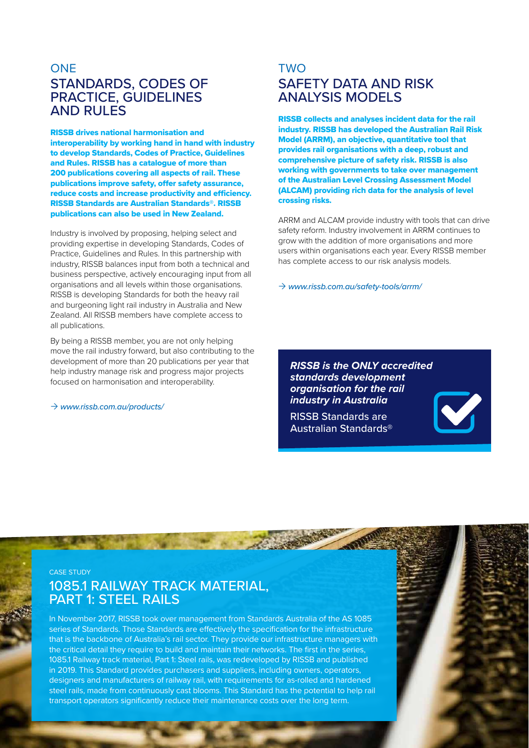## ONE
## STANDARDS, CODES OF PRACTICE, GUIDELINES AND RULES

**RISSB drives national harmonisation and interoperability by working hand in hand with industry to develop Standards, Codes of Practice, Guidelines and Rules. RISSB has a catalogue of more than 200 publications covering all aspects of rail. These publications improve safety, offer safety assurance, reduce costs and increase productivity and efficiency. RISSB Standards are Australian Standards®. RISSB publications can also be used in New Zealand.**

Industry is involved by proposing, helping select and providing expertise in developing Standards, Codes of Practice, Guidelines and Rules. In this partnership with industry, RISSB balances input from both a technical and business perspective, actively encouraging input from all organisations and all levels within those organisations. RISSB is developing Standards for both the heavy rail and burgeoning light rail industry in Australia and New Zealand. All RISSB members have complete access to all publications.

By being a RISSB member, you are not only helping move the rail industry forward, but also contributing to the development of more than 20 publications per year that help industry manage risk and progress major projects focused on harmonisation and interoperability.

→ *www.rissb.com.au/products/*

## TWO
## SAFETY DATA AND RISK ANALYSIS MODELS

**RISSB collects and analyses incident data for the rail industry. RISSB has developed the Australian Rail Risk Model (ARRM), an objective, quantitative tool that provides rail organisations with a deep, robust and comprehensive picture of safety risk. RISSB is also working with governments to take over management of the Australian Level Crossing Assessment Model (ALCAM) providing rich data for the analysis of level crossing risks.**

ARRM and ALCAM provide industry with tools that can drive safety reform. Industry involvement in ARRM continues to grow with the addition of more organisations and more users within organisations each year. Every RISSB member has complete access to our risk analysis models.

→ *www.rissb.com.au/safety-tools/arrm/*

***RISSB is the ONLY accredited standards development organisation for the rail industry in Australia***

RISSB Standards are Australian Standards®

CASE STUDY

## 1085.1 RAILWAY TRACK MATERIAL, PART 1: STEEL RAILS

In November 2017, RISSB took over management from Standards Australia of the AS 1085 series of Standards. Those Standards are effectively the specification for the infrastructure that is the backbone of Australia's rail sector. They provide our infrastructure managers with the critical detail they require to build and maintain their networks. The first in the series, 1085.1 Railway track material, Part 1: Steel rails, was redeveloped by RISSB and published in 2019. This Standard provides purchasers and suppliers, including owners, operators, designers and manufacturers of railway rail, with requirements for as-rolled and hardened steel rails, made from continuously cast blooms. This Standard has the potential to help rail transport operators significantly reduce their maintenance costs over the long term.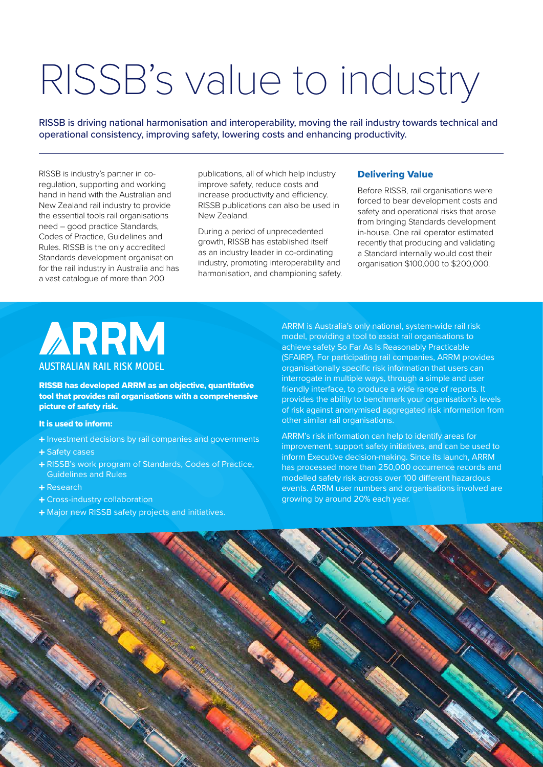# RISSB's value to industry

RISSB is driving national harmonisation and interoperability, moving the rail industry towards technical and operational consistency, improving safety, lowering costs and enhancing productivity.

RISSB is industry's partner in co-regulation, supporting and working hand in hand with the Australian and New Zealand rail industry to provide the essential tools rail organisations need – good practice Standards, Codes of Practice, Guidelines and Rules. RISSB is the only accredited Standards development organisation for the rail industry in Australia and has a vast catalogue of more than 200 publications, all of which help industry improve safety, reduce costs and increase productivity and efficiency. RISSB publications can also be used in New Zealand.

During a period of unprecedented growth, RISSB has established itself as an industry leader in co-ordinating industry, promoting interoperability and harmonisation, and championing safety.

## Delivering Value

Before RISSB, rail organisations were forced to bear development costs and safety and operational risks that arose from bringing Standards development in-house. One rail operator estimated recently that producing and validating a Standard internally would cost their organisation $100,000 to $200,000.

## ARRM

AUSTRALIAN RAIL RISK MODEL

**RISSB has developed ARRM as an objective, quantitative tool that provides rail organisations with a comprehensive picture of safety risk.**

**It is used to inform:**

- Investment decisions by rail companies and governments
- Safety cases
- RISSB's work program of Standards, Codes of Practice, Guidelines and Rules
- Research
- Cross-industry collaboration
- Major new RISSB safety projects and initiatives.

ARRM is Australia's only national, system-wide rail risk model, providing a tool to assist rail organisations to achieve safety So Far As Is Reasonably Practicable (SFAIRP). For participating rail companies, ARRM provides organisationally specific risk information that users can interrogate in multiple ways, through a simple and user friendly interface, to produce a wide range of reports. It provides the ability to benchmark your organisation's levels of risk against anonymised aggregated risk information from other similar rail organisations.

ARRM's risk information can help to identify areas for improvement, support safety initiatives, and can be used to inform Executive decision-making. Since its launch, ARRM has processed more than 250,000 occurrence records and modelled safety risk across over 100 different hazardous events. ARRM user numbers and organisations involved are growing by around 20% each year.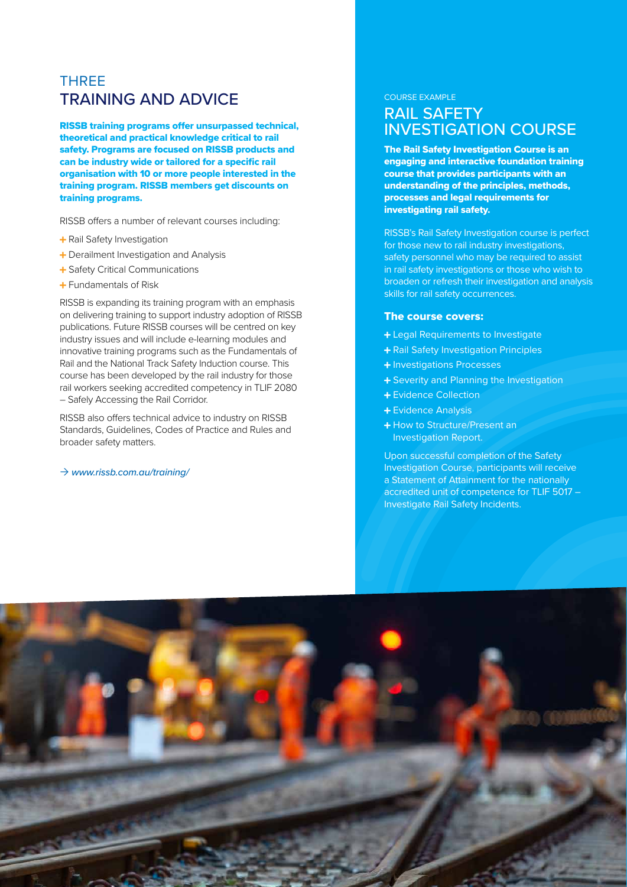# THREE
# TRAINING AND ADVICE

**RISSB training programs offer unsurpassed technical, theoretical and practical knowledge critical to rail safety. Programs are focused on RISSB products and can be industry wide or tailored for a specific rail organisation with 10 or more people interested in the training program. RISSB members get discounts on training programs.**

RISSB offers a number of relevant courses including:

+ Rail Safety Investigation
+ Derailment Investigation and Analysis
+ Safety Critical Communications
+ Fundamentals of Risk

RISSB is expanding its training program with an emphasis on delivering training to support industry adoption of RISSB publications. Future RISSB courses will be centred on key industry issues and will include e-learning modules and innovative training programs such as the Fundamentals of Rail and the National Track Safety Induction course. This course has been developed by the rail industry for those rail workers seeking accredited competency in TLIF 2080 – Safely Accessing the Rail Corridor.

RISSB also offers technical advice to industry on RISSB Standards, Guidelines, Codes of Practice and Rules and broader safety matters.

→ *www.rissb.com.au/training/*

COURSE EXAMPLE

## RAIL SAFETY INVESTIGATION COURSE

**The Rail Safety Investigation Course is an engaging and interactive foundation training course that provides participants with an understanding of the principles, methods, processes and legal requirements for investigating rail safety.**

RISSB's Rail Safety Investigation course is perfect for those new to rail industry investigations, safety personnel who may be required to assist in rail safety investigations or those who wish to broaden or refresh their investigation and analysis skills for rail safety occurrences.

### The course covers:

+ Legal Requirements to Investigate
+ Rail Safety Investigation Principles
+ Investigations Processes
+ Severity and Planning the Investigation
+ Evidence Collection
+ Evidence Analysis
+ How to Structure/Present an Investigation Report.

Upon successful completion of the Safety Investigation Course, participants will receive a Statement of Attainment for the nationally accredited unit of competence for TLIF 5017 – Investigate Rail Safety Incidents.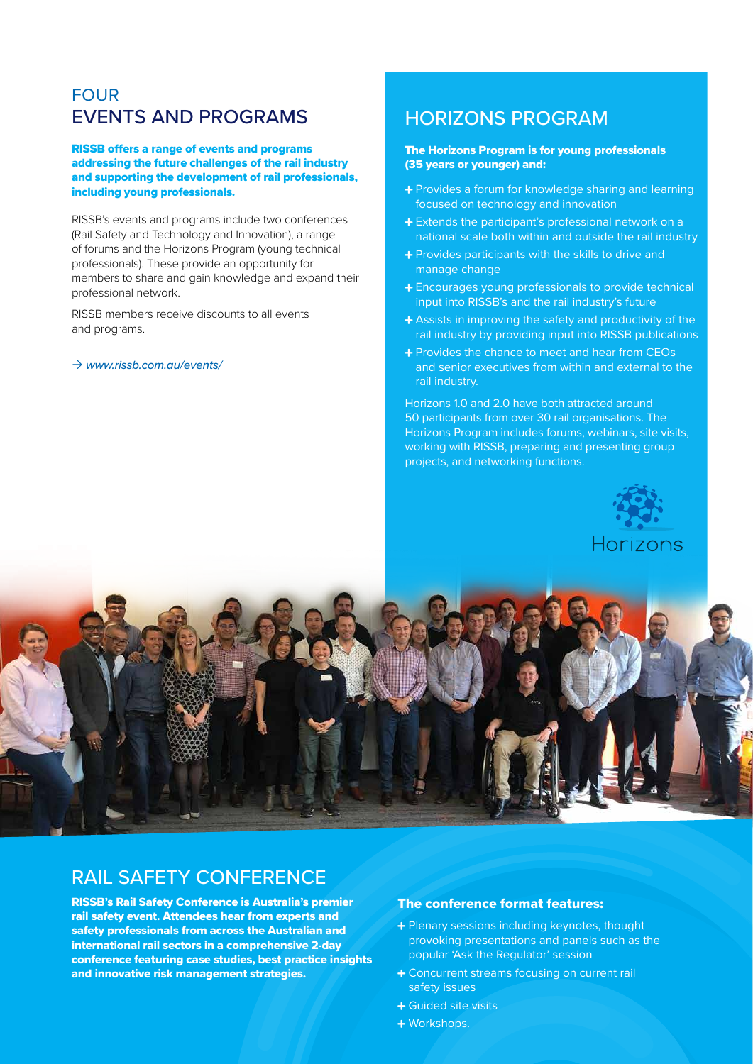## FOUR
# EVENTS AND PROGRAMS

**RISSB offers a range of events and programs addressing the future challenges of the rail industry and supporting the development of rail professionals, including young professionals.**

RISSB's events and programs include two conferences (Rail Safety and Technology and Innovation), a range of forums and the Horizons Program (young technical professionals). These provide an opportunity for members to share and gain knowledge and expand their professional network.

RISSB members receive discounts to all events and programs.

→ *www.rissb.com.au/events/*

## HORIZONS PROGRAM

**The Horizons Program is for young professionals (35 years or younger) and:**

+ Provides a forum for knowledge sharing and learning focused on technology and innovation
+ Extends the participant's professional network on a national scale both within and outside the rail industry
+ Provides participants with the skills to drive and manage change
+ Encourages young professionals to provide technical input into RISSB's and the rail industry's future
+ Assists in improving the safety and productivity of the rail industry by providing input into RISSB publications
+ Provides the chance to meet and hear from CEOs and senior executives from within and external to the rail industry.

Horizons 1.0 and 2.0 have both attracted around 50 participants from over 30 rail organisations. The Horizons Program includes forums, webinars, site visits, working with RISSB, preparing and presenting group projects, and networking functions.

Horizons

## RAIL SAFETY CONFERENCE

**RISSB's Rail Safety Conference is Australia's premier rail safety event. Attendees hear from experts and safety professionals from across the Australian and international rail sectors in a comprehensive 2-day conference featuring case studies, best practice insights and innovative risk management strategies.**

**The conference format features:**

+ Plenary sessions including keynotes, thought provoking presentations and panels such as the popular 'Ask the Regulator' session
+ Concurrent streams focusing on current rail safety issues
+ Guided site visits
+ Workshops.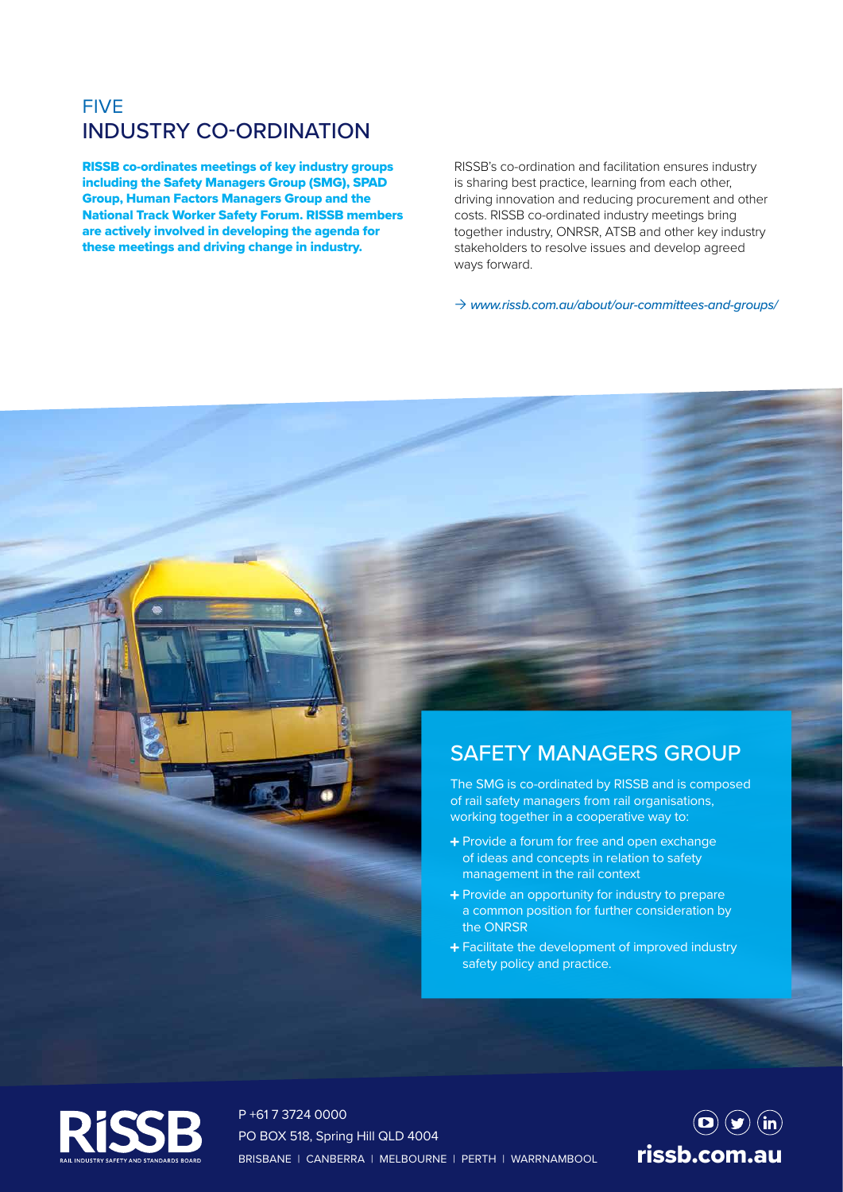# FIVE
# INDUSTRY CO-ORDINATION

**RISSB co-ordinates meetings of key industry groups including the Safety Managers Group (SMG), SPAD Group, Human Factors Managers Group and the National Track Worker Safety Forum. RISSB members are actively involved in developing the agenda for these meetings and driving change in industry.**

RISSB's co-ordination and facilitation ensures industry is sharing best practice, learning from each other, driving innovation and reducing procurement and other costs. RISSB co-ordinated industry meetings bring together industry, ONRSR, ATSB and other key industry stakeholders to resolve issues and develop agreed ways forward.

→ *www.rissb.com.au/about/our-committees-and-groups/*

## SAFETY MANAGERS GROUP

The SMG is co-ordinated by RISSB and is composed of rail safety managers from rail organisations, working together in a cooperative way to:

- Provide a forum for free and open exchange of ideas and concepts in relation to safety management in the rail context
- Provide an opportunity for industry to prepare a common position for further consideration by the ONRSR
- Facilitate the development of improved industry safety policy and practice.

RISSB
RAIL INDUSTRY SAFETY AND STANDARDS BOARD

P +61 7 3724 0000
PO BOX 518, Spring Hill QLD 4004
BRISBANE | CANBERRA | MELBOURNE | PERTH | WARRNAMBOOL

rissb.com.au